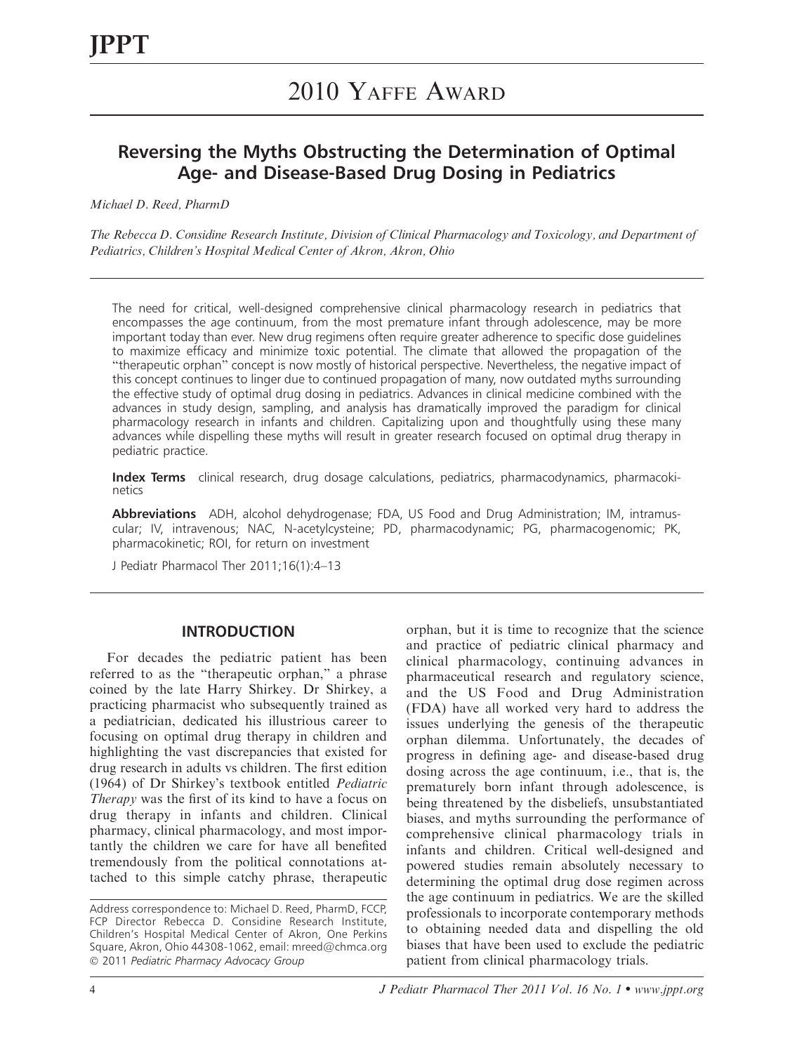# 2010 Yaffe Award

## Reversing the Myths Obstructing the Determination of Optimal Age- and Disease-Based Drug Dosing in Pediatrics

*Michael D. Reed, PharmD*

*The Rebecca D. Considine Research Institute, Division of Clinical Pharmacology and Toxicology, and Department of Pediatrics, Children's Hospital Medical Center of Akron, Akron, Ohio*

The need for critical, well-designed comprehensive clinical pharmacology research in pediatrics that encompasses the age continuum, from the most premature infant through adolescence, may be more important today than ever. New drug regimens often require greater adherence to specific dose guidelines to maximize efficacy and minimize toxic potential. The climate that allowed the propagation of the "therapeutic orphan" concept is now mostly of historical perspective. Nevertheless, the negative impact of this concept continues to linger due to continued propagation of many, now outdated myths surrounding the effective study of optimal drug dosing in pediatrics. Advances in clinical medicine combined with the advances in study design, sampling, and analysis has dramatically improved the paradigm for clinical pharmacology research in infants and children. Capitalizing upon and thoughtfully using these many advances while dispelling these myths will result in greater research focused on optimal drug therapy in pediatric practice.

**Index Terms** clinical research, drug dosage calculations, pediatrics, pharmacodynamics, pharmacokinetics

**Abbreviations** ADH, alcohol dehydrogenase; FDA, US Food and Drug Administration; IM, intramuscular; IV, intravenous; NAC, N-acetylcysteine; PD, pharmacodynamic; PG, pharmacogenomic; PK, pharmacokinetic; ROI, for return on investment

J Pediatr Pharmacol Ther 2011;16(1):4–13

## INTRODUCTION

For decades the pediatric patient has been referred to as the "therapeutic orphan," a phrase coined by the late Harry Shirkey. Dr Shirkey, a practicing pharmacist who subsequently trained as a pediatrician, dedicated his illustrious career to focusing on optimal drug therapy in children and highlighting the vast discrepancies that existed for drug research in adults vs children. The first edition (1964) of Dr Shirkey's textbook entitled *Pediatric Therapy* was the first of its kind to have a focus on drug therapy in infants and children. Clinical pharmacy, clinical pharmacology, and most importantly the children we care for have all benefited tremendously from the political connotations attached to this simple catchy phrase, therapeutic orphan, but it is time to recognize that the science and practice of pediatric clinical pharmacy and clinical pharmacology, continuing advances in pharmaceutical research and regulatory science, and the US Food and Drug Administration (FDA) have all worked very hard to address the issues underlying the genesis of the therapeutic orphan dilemma. Unfortunately, the decades of progress in defining age- and disease-based drug dosing across the age continuum, i.e., that is, the prematurely born infant through adolescence, is being threatened by the disbeliefs, unsubstantiated biases, and myths surrounding the performance of comprehensive clinical pharmacology trials in infants and children. Critical well-designed and powered studies remain absolutely necessary to determining the optimal drug dose regimen across the age continuum in pediatrics. We are the skilled professionals to incorporate contemporary methods to obtaining needed data and dispelling the old biases that have been used to exclude the pediatric patient from clinical pharmacology trials.

Address correspondence to: Michael D. Reed, PharmD, FCCP, FCP Director Rebecca D. Considine Research Institute, Children's Hospital Medical Center of Akron, One Perkins Square, Akron, Ohio 44308-1062, email: mreed@chmca.org
© 2011 *Pediatric Pharmacy Advocacy Group*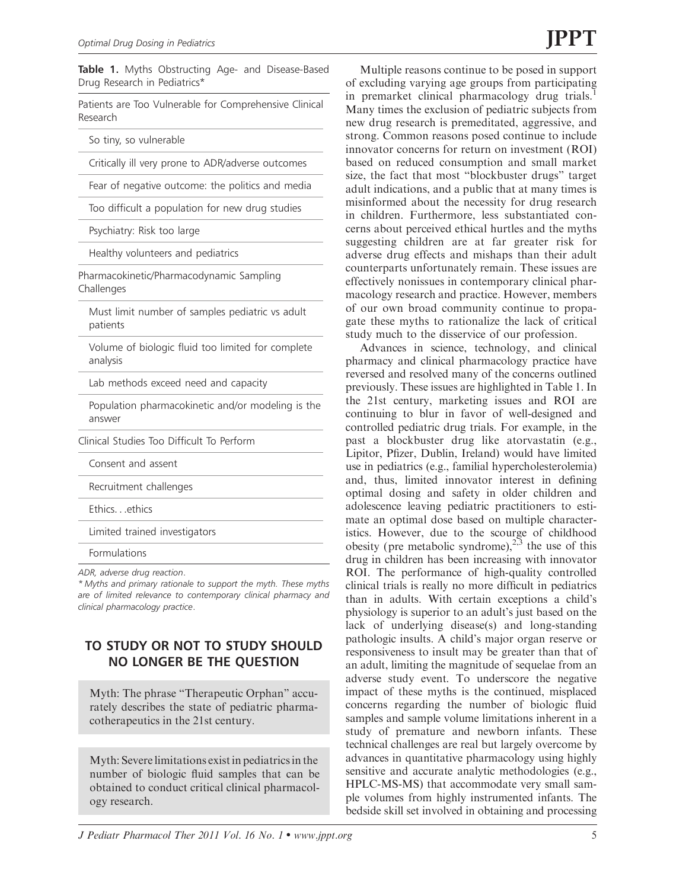**Table 1.** Myths Obstructing Age- and Disease-Based Drug Research in Pediatrics*

| Patients are Too Vulnerable for Comprehensive Clinical Research |
|---|
| So tiny, so vulnerable |
| Critically ill very prone to ADR/adverse outcomes |
| Fear of negative outcome: the politics and media |
| Too difficult a population for new drug studies |
| Psychiatry: Risk too large |
| Healthy volunteers and pediatrics |
| **Pharmacokinetic/Pharmacodynamic Sampling Challenges** |
| Must limit number of samples pediatric vs adult patients |
| Volume of biologic fluid too limited for complete analysis |
| Lab methods exceed need and capacity |
| Population pharmacokinetic and/or modeling is the answer |
| **Clinical Studies Too Difficult To Perform** |
| Consent and assent |
| Recruitment challenges |
| Ethics. . .ethics |
| Limited trained investigators |
| Formulations |

*ADR, adverse drug reaction.*

*\* Myths and primary rationale to support the myth. These myths are of limited relevance to contemporary clinical pharmacy and clinical pharmacology practice.*

## TO STUDY OR NOT TO STUDY SHOULD NO LONGER BE THE QUESTION

> Myth: The phrase "Therapeutic Orphan" accurately describes the state of pediatric pharmacotherapeutics in the 21st century.

> Myth: Severe limitations exist in pediatrics in the number of biologic fluid samples that can be obtained to conduct critical clinical pharmacology research.

Multiple reasons continue to be posed in support of excluding varying age groups from participating in premarket clinical pharmacology drug trials.[1] Many times the exclusion of pediatric subjects from new drug research is premeditated, aggressive, and strong. Common reasons posed continue to include innovator concerns for return on investment (ROI) based on reduced consumption and small market size, the fact that most "blockbuster drugs" target adult indications, and a public that at many times is misinformed about the necessity for drug research in children. Furthermore, less substantiated concerns about perceived ethical hurtles and the myths suggesting children are at far greater risk for adverse drug effects and mishaps than their adult counterparts unfortunately remain. These issues are effectively nonissues in contemporary clinical pharmacology research and practice. However, members of our own broad community continue to propagate these myths to rationalize the lack of critical study much to the disservice of our profession.

Advances in science, technology, and clinical pharmacy and clinical pharmacology practice have reversed and resolved many of the concerns outlined previously. These issues are highlighted in Table 1. In the 21st century, marketing issues and ROI are continuing to blur in favor of well-designed and controlled pediatric drug trials. For example, in the past a blockbuster drug like atorvastatin (e.g., Lipitor, Pfizer, Dublin, Ireland) would have limited use in pediatrics (e.g., familial hypercholesterolemia) and, thus, limited innovator interest in defining optimal dosing and safety in older children and adolescence leaving pediatric practitioners to estimate an optimal dose based on multiple characteristics. However, due to the scourge of childhood obesity (pre metabolic syndrome),[2,3] the use of this drug in children has been increasing with innovator ROI. The performance of high-quality controlled clinical trials is really no more difficult in pediatrics than in adults. With certain exceptions a child's physiology is superior to an adult's just based on the lack of underlying disease(s) and long-standing pathologic insults. A child's major organ reserve or responsiveness to insult may be greater than that of an adult, limiting the magnitude of sequelae from an adverse study event. To underscore the negative impact of these myths is the continued, misplaced concerns regarding the number of biologic fluid samples and sample volume limitations inherent in a study of premature and newborn infants. These technical challenges are real but largely overcome by advances in quantitative pharmacology using highly sensitive and accurate analytic methodologies (e.g., HPLC-MS-MS) that accommodate very small sample volumes from highly instrumented infants. The bedside skill set involved in obtaining and processing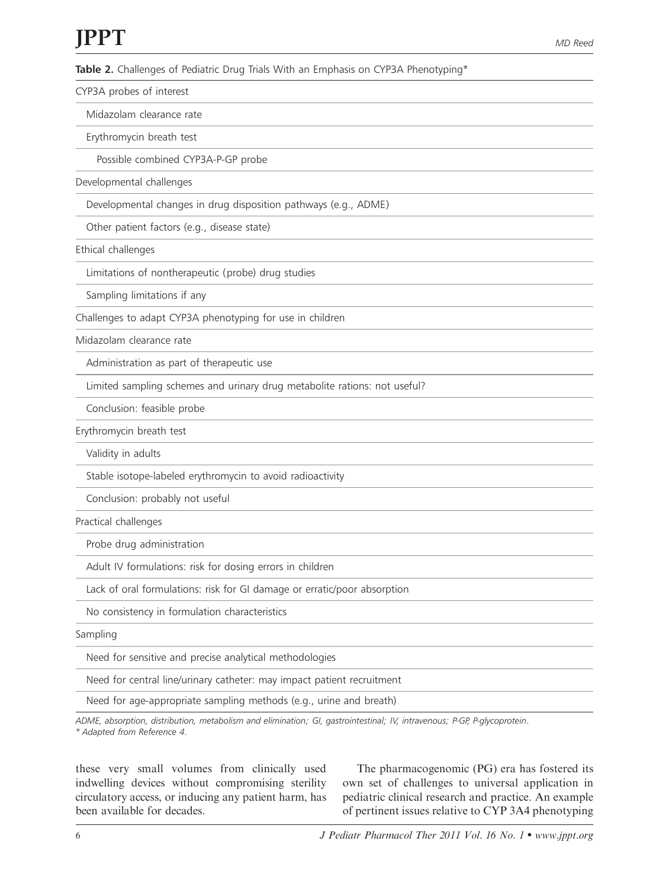**Table 2.** Challenges of Pediatric Drug Trials With an Emphasis on CYP3A Phenotyping*

| |
|---|
| CYP3A probes of interest |
| Midazolam clearance rate |
| Erythromycin breath test |
| Possible combined CYP3A-P-GP probe |
| Developmental challenges |
| Developmental changes in drug disposition pathways (e.g., ADME) |
| Other patient factors (e.g., disease state) |
| Ethical challenges |
| Limitations of nontherapeutic (probe) drug studies |
| Sampling limitations if any |
| Challenges to adapt CYP3A phenotyping for use in children |
| Midazolam clearance rate |
| Administration as part of therapeutic use |
| Limited sampling schemes and urinary drug metabolite rations: not useful? |
| Conclusion: feasible probe |
| Erythromycin breath test |
| Validity in adults |
| Stable isotope-labeled erythromycin to avoid radioactivity |
| Conclusion: probably not useful |
| Practical challenges |
| Probe drug administration |
| Adult IV formulations: risk for dosing errors in children |
| Lack of oral formulations: risk for GI damage or erratic/poor absorption |
| No consistency in formulation characteristics |
| Sampling |
| Need for sensitive and precise analytical methodologies |
| Need for central line/urinary catheter: may impact patient recruitment |
| Need for age-appropriate sampling methods (e.g., urine and breath) |

*ADME, absorption, distribution, metabolism and elimination; GI, gastrointestinal; IV, intravenous; P-GP, P-glycoprotein.*
*\* Adapted from Reference 4.*

these very small volumes from clinically used indwelling devices without compromising sterility circulatory access, or inducing any patient harm, has been available for decades.

The pharmacogenomic (PG) era has fostered its own set of challenges to universal application in pediatric clinical research and practice. An example of pertinent issues relative to CYP 3A4 phenotyping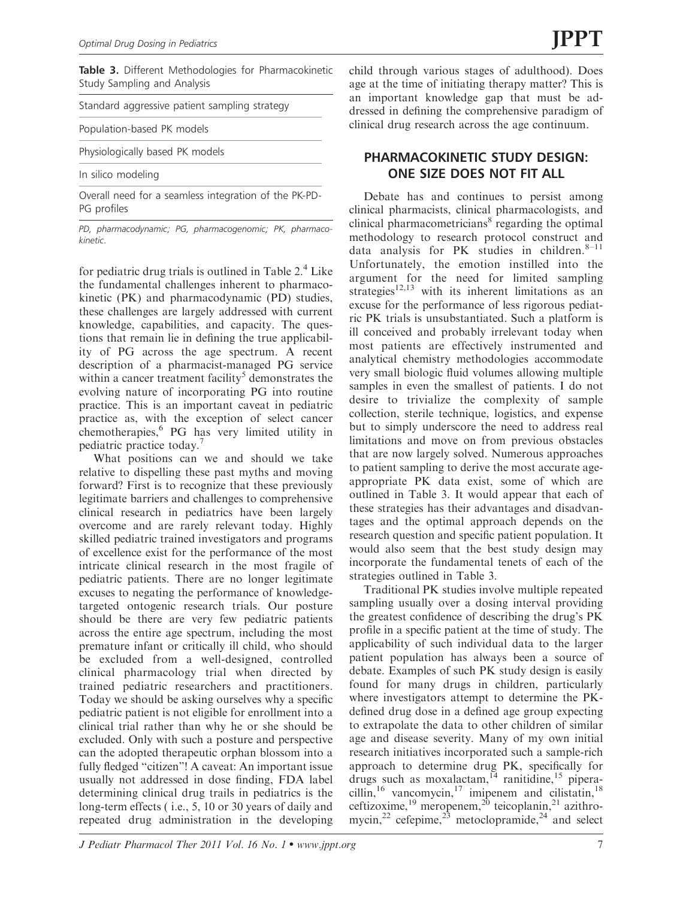**Table 3.** Different Methodologies for Pharmacokinetic Study Sampling and Analysis

| |
|---|
| Standard aggressive patient sampling strategy |
| Population-based PK models |
| Physiologically based PK models |
| In silico modeling |
| Overall need for a seamless integration of the PK-PD-PG profiles |

*PD, pharmacodynamic; PG, pharmacogenomic; PK, pharmacokinetic.*

for pediatric drug trials is outlined in Table 2.[4] Like the fundamental challenges inherent to pharmacokinetic (PK) and pharmacodynamic (PD) studies, these challenges are largely addressed with current knowledge, capabilities, and capacity. The questions that remain lie in defining the true applicability of PG across the age spectrum. A recent description of a pharmacist-managed PG service within a cancer treatment facility[5] demonstrates the evolving nature of incorporating PG into routine practice. This is an important caveat in pediatric practice as, with the exception of select cancer chemotherapies,[6] PG has very limited utility in pediatric practice today.[7]

What positions can we and should we take relative to dispelling these past myths and moving forward? First is to recognize that these previously legitimate barriers and challenges to comprehensive clinical research in pediatrics have been largely overcome and are rarely relevant today. Highly skilled pediatric trained investigators and programs of excellence exist for the performance of the most intricate clinical research in the most fragile of pediatric patients. There are no longer legitimate excuses to negating the performance of knowledge-targeted ontogenic research trials. Our posture should be there are very few pediatric patients across the entire age spectrum, including the most premature infant or critically ill child, who should be excluded from a well-designed, controlled clinical pharmacology trial when directed by trained pediatric researchers and practitioners. Today we should be asking ourselves why a specific pediatric patient is not eligible for enrollment into a clinical trial rather than why he or she should be excluded. Only with such a posture and perspective can the adopted therapeutic orphan blossom into a fully fledged "citizen"! A caveat: An important issue usually not addressed in dose finding, FDA label determining clinical drug trails in pediatrics is the long-term effects ( i.e., 5, 10 or 30 years of daily and repeated drug administration in the developing child through various stages of adulthood). Does age at the time of initiating therapy matter? This is an important knowledge gap that must be addressed in defining the comprehensive paradigm of clinical drug research across the age continuum.

## PHARMACOKINETIC STUDY DESIGN: ONE SIZE DOES NOT FIT ALL

Debate has and continues to persist among clinical pharmacists, clinical pharmacologists, and clinical pharmacometricians[8] regarding the optimal methodology to research protocol construct and data analysis for PK studies in children.[8–11] Unfortunately, the emotion instilled into the argument for the need for limited sampling strategies[12,13] with its inherent limitations as an excuse for the performance of less rigorous pediatric PK trials is unsubstantiated. Such a platform is ill conceived and probably irrelevant today when most patients are effectively instrumented and analytical chemistry methodologies accommodate very small biologic fluid volumes allowing multiple samples in even the smallest of patients. I do not desire to trivialize the complexity of sample collection, sterile technique, logistics, and expense but to simply underscore the need to address real limitations and move on from previous obstacles that are now largely solved. Numerous approaches to patient sampling to derive the most accurate age-appropriate PK data exist, some of which are outlined in Table 3. It would appear that each of these strategies has their advantages and disadvantages and the optimal approach depends on the research question and specific patient population. It would also seem that the best study design may incorporate the fundamental tenets of each of the strategies outlined in Table 3.

Traditional PK studies involve multiple repeated sampling usually over a dosing interval providing the greatest confidence of describing the drug's PK profile in a specific patient at the time of study. The applicability of such individual data to the larger patient population has always been a source of debate. Examples of such PK study design is easily found for many drugs in children, particularly where investigators attempt to determine the PK-defined drug dose in a defined age group expecting to extrapolate the data to other children of similar age and disease severity. Many of my own initial research initiatives incorporated such a sample-rich approach to determine drug PK, specifically for drugs such as moxalactam,[14] ranitidine,[15] piperacillin,[16] vancomycin,[17] imipenem and cilistatin,[18] ceftizoxime,[19] meropenem,[20] teicoplanin,[21] azithromycin,[22] cefepime,[23] metoclopramide,[24] and select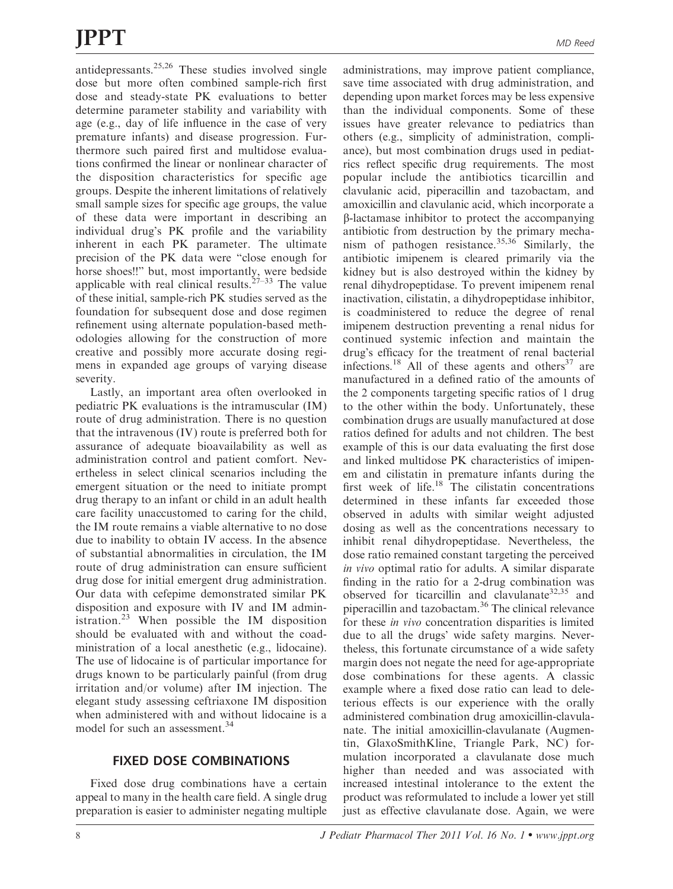antidepressants.[25,26] These studies involved single dose but more often combined sample-rich first dose and steady-state PK evaluations to better determine parameter stability and variability with age (e.g., day of life influence in the case of very premature infants) and disease progression. Furthermore such paired first and multidose evaluations confirmed the linear or nonlinear character of the disposition characteristics for specific age groups. Despite the inherent limitations of relatively small sample sizes for specific age groups, the value of these data were important in describing an individual drug's PK profile and the variability inherent in each PK parameter. The ultimate precision of the PK data were "close enough for horse shoes!!" but, most importantly, were bedside applicable with real clinical results.[27–33] The value of these initial, sample-rich PK studies served as the foundation for subsequent dose and dose regimen refinement using alternate population-based methodologies allowing for the construction of more creative and possibly more accurate dosing regimens in expanded age groups of varying disease severity.

Lastly, an important area often overlooked in pediatric PK evaluations is the intramuscular (IM) route of drug administration. There is no question that the intravenous (IV) route is preferred both for assurance of adequate bioavailability as well as administration control and patient comfort. Nevertheless in select clinical scenarios including the emergent situation or the need to initiate prompt drug therapy to an infant or child in an adult health care facility unaccustomed to caring for the child, the IM route remains a viable alternative to no dose due to inability to obtain IV access. In the absence of substantial abnormalities in circulation, the IM route of drug administration can ensure sufficient drug dose for initial emergent drug administration. Our data with cefepime demonstrated similar PK disposition and exposure with IV and IM administration.[23] When possible the IM disposition should be evaluated with and without the coadministration of a local anesthetic (e.g., lidocaine). The use of lidocaine is of particular importance for drugs known to be particularly painful (from drug irritation and/or volume) after IM injection. The elegant study assessing ceftriaxone IM disposition when administered with and without lidocaine is a model for such an assessment.[34]

## FIXED DOSE COMBINATIONS

Fixed dose drug combinations have a certain appeal to many in the health care field. A single drug preparation is easier to administer negating multiple administrations, may improve patient compliance, save time associated with drug administration, and depending upon market forces may be less expensive than the individual components. Some of these issues have greater relevance to pediatrics than others (e.g., simplicity of administration, compliance), but most combination drugs used in pediatrics reflect specific drug requirements. The most popular include the antibiotics ticarcillin and clavulanic acid, piperacillin and tazobactam, and amoxicillin and clavulanic acid, which incorporate a β-lactamase inhibitor to protect the accompanying antibiotic from destruction by the primary mechanism of pathogen resistance.[35,36] Similarly, the antibiotic imipenem is cleared primarily via the kidney but is also destroyed within the kidney by renal dihydropeptidase. To prevent imipenem renal inactivation, cilistatin, a dihydropeptidase inhibitor, is coadministered to reduce the degree of renal imipenem destruction preventing a renal nidus for continued systemic infection and maintain the drug's efficacy for the treatment of renal bacterial infections.[18] All of these agents and others[37] are manufactured in a defined ratio of the amounts of the 2 components targeting specific ratios of 1 drug to the other within the body. Unfortunately, these combination drugs are usually manufactured at dose ratios defined for adults and not children. The best example of this is our data evaluating the first dose and linked multidose PK characteristics of imipenem and cilistatin in premature infants during the first week of life.[18] The cilistatin concentrations determined in these infants far exceeded those observed in adults with similar weight adjusted dosing as well as the concentrations necessary to inhibit renal dihydropeptidase. Nevertheless, the dose ratio remained constant targeting the perceived *in vivo* optimal ratio for adults. A similar disparate finding in the ratio for a 2-drug combination was observed for ticarcillin and clavulanate[32,35] and piperacillin and tazobactam.[36] The clinical relevance for these *in vivo* concentration disparities is limited due to all the drugs' wide safety margins. Nevertheless, this fortunate circumstance of a wide safety margin does not negate the need for age-appropriate dose combinations for these agents. A classic example where a fixed dose ratio can lead to deleterious effects is our experience with the orally administered combination drug amoxicillin-clavulanate. The initial amoxicillin-clavulanate (Augmentin, GlaxoSmithKline, Triangle Park, NC) formulation incorporated a clavulanate dose much higher than needed and was associated with increased intestinal intolerance to the extent the product was reformulated to include a lower yet still just as effective clavulanate dose. Again, we were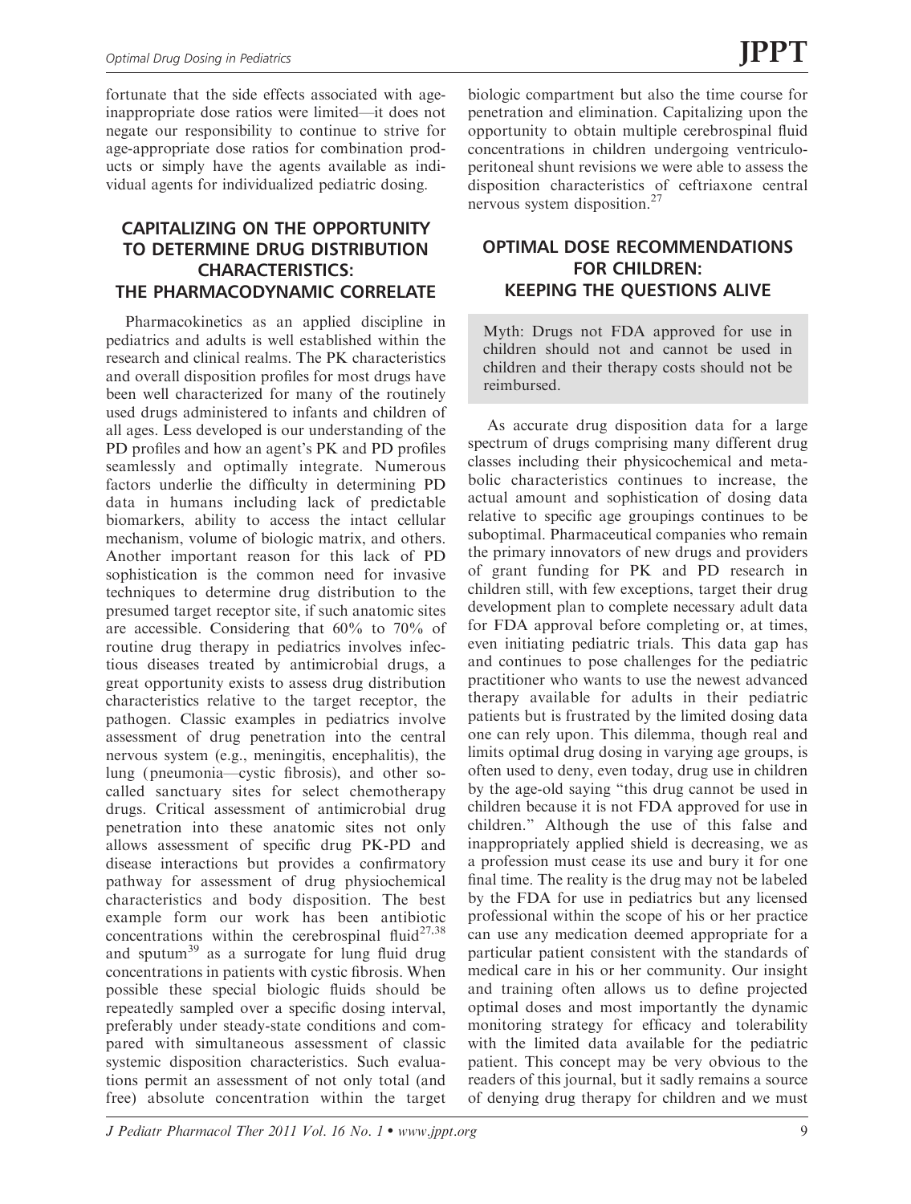fortunate that the side effects associated with age-inappropriate dose ratios were limited—it does not negate our responsibility to continue to strive for age-appropriate dose ratios for combination products or simply have the agents available as individual agents for individualized pediatric dosing.

## CAPITALIZING ON THE OPPORTUNITY TO DETERMINE DRUG DISTRIBUTION CHARACTERISTICS: THE PHARMACODYNAMIC CORRELATE

Pharmacokinetics as an applied discipline in pediatrics and adults is well established within the research and clinical realms. The PK characteristics and overall disposition profiles for most drugs have been well characterized for many of the routinely used drugs administered to infants and children of all ages. Less developed is our understanding of the PD profiles and how an agent's PK and PD profiles seamlessly and optimally integrate. Numerous factors underlie the difficulty in determining PD data in humans including lack of predictable biomarkers, ability to access the intact cellular mechanism, volume of biologic matrix, and others. Another important reason for this lack of PD sophistication is the common need for invasive techniques to determine drug distribution to the presumed target receptor site, if such anatomic sites are accessible. Considering that 60% to 70% of routine drug therapy in pediatrics involves infectious diseases treated by antimicrobial drugs, a great opportunity exists to assess drug distribution characteristics relative to the target receptor, the pathogen. Classic examples in pediatrics involve assessment of drug penetration into the central nervous system (e.g., meningitis, encephalitis), the lung (pneumonia—cystic fibrosis), and other so-called sanctuary sites for select chemotherapy drugs. Critical assessment of antimicrobial drug penetration into these anatomic sites not only allows assessment of specific drug PK-PD and disease interactions but provides a confirmatory pathway for assessment of drug physiochemical characteristics and body disposition. The best example form our work has been antibiotic concentrations within the cerebrospinal fluid[27,38] and sputum[39] as a surrogate for lung fluid drug concentrations in patients with cystic fibrosis. When possible these special biologic fluids should be repeatedly sampled over a specific dosing interval, preferably under steady-state conditions and compared with simultaneous assessment of classic systemic disposition characteristics. Such evaluations permit an assessment of not only total (and free) absolute concentration within the target biologic compartment but also the time course for penetration and elimination. Capitalizing upon the opportunity to obtain multiple cerebrospinal fluid concentrations in children undergoing ventriculoperitoneal shunt revisions we were able to assess the disposition characteristics of ceftriaxone central nervous system disposition.[27]

## OPTIMAL DOSE RECOMMENDATIONS FOR CHILDREN: KEEPING THE QUESTIONS ALIVE

> Myth: Drugs not FDA approved for use in children should not and cannot be used in children and their therapy costs should not be reimbursed.

As accurate drug disposition data for a large spectrum of drugs comprising many different drug classes including their physicochemical and metabolic characteristics continues to increase, the actual amount and sophistication of dosing data relative to specific age groupings continues to be suboptimal. Pharmaceutical companies who remain the primary innovators of new drugs and providers of grant funding for PK and PD research in children still, with few exceptions, target their drug development plan to complete necessary adult data for FDA approval before completing or, at times, even initiating pediatric trials. This data gap has and continues to pose challenges for the pediatric practitioner who wants to use the newest advanced therapy available for adults in their pediatric patients but is frustrated by the limited dosing data one can rely upon. This dilemma, though real and limits optimal drug dosing in varying age groups, is often used to deny, even today, drug use in children by the age-old saying "this drug cannot be used in children because it is not FDA approved for use in children." Although the use of this false and inappropriately applied shield is decreasing, we as a profession must cease its use and bury it for one final time. The reality is the drug may not be labeled by the FDA for use in pediatrics but any licensed professional within the scope of his or her practice can use any medication deemed appropriate for a particular patient consistent with the standards of medical care in his or her community. Our insight and training often allows us to define projected optimal doses and most importantly the dynamic monitoring strategy for efficacy and tolerability with the limited data available for the pediatric patient. This concept may be very obvious to the readers of this journal, but it sadly remains a source of denying drug therapy for children and we must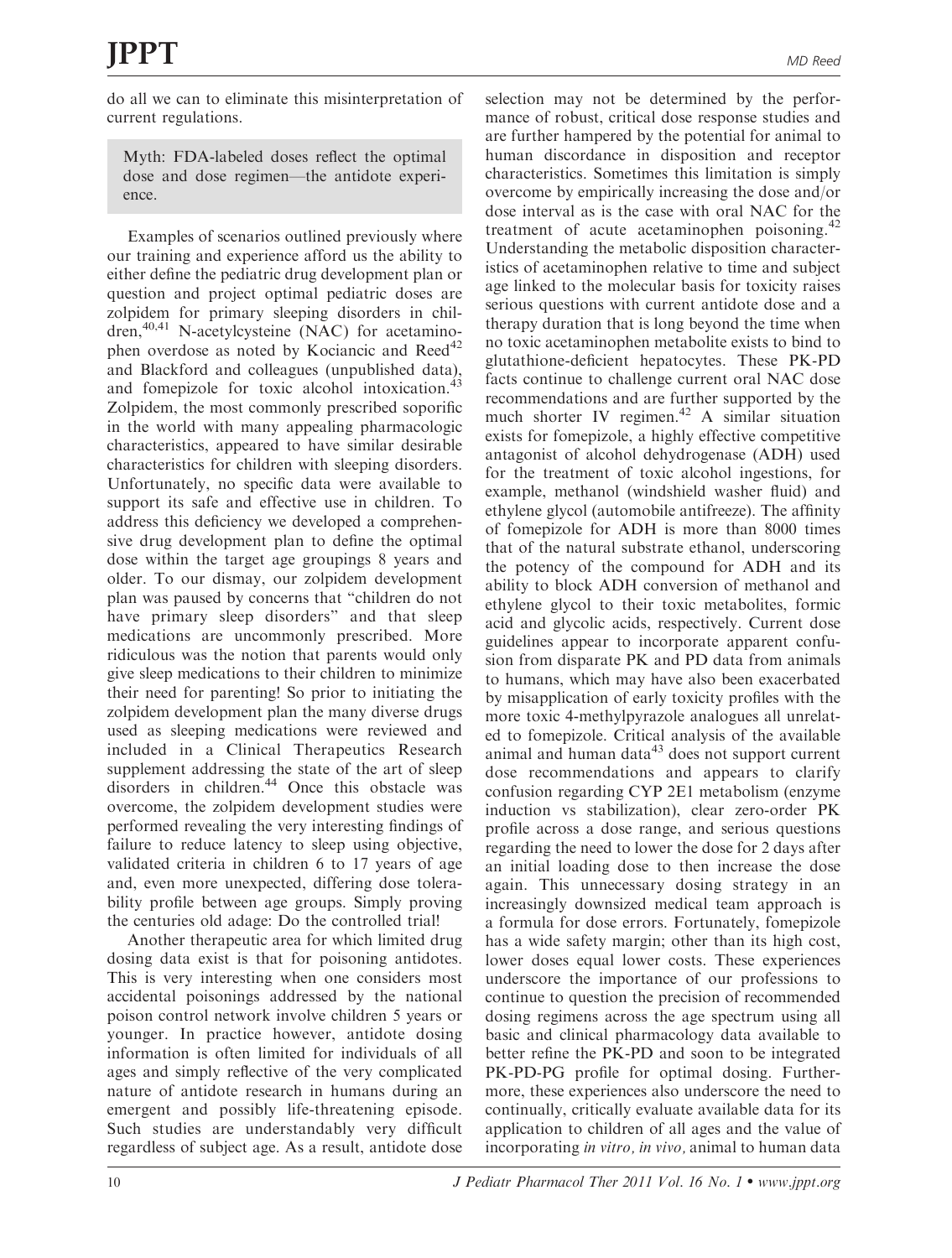do all we can to eliminate this misinterpretation of current regulations.

> Myth: FDA-labeled doses reflect the optimal dose and dose regimen—the antidote experience.

Examples of scenarios outlined previously where our training and experience afford us the ability to either define the pediatric drug development plan or question and project optimal pediatric doses are zolpidem for primary sleeping disorders in children,[40,41] N-acetylcysteine (NAC) for acetaminophen overdose as noted by Kociancic and Reed[42] and Blackford and colleagues (unpublished data), and fomepizole for toxic alcohol intoxication.[43] Zolpidem, the most commonly prescribed soporific in the world with many appealing pharmacologic characteristics, appeared to have similar desirable characteristics for children with sleeping disorders. Unfortunately, no specific data were available to support its safe and effective use in children. To address this deficiency we developed a comprehensive drug development plan to define the optimal dose within the target age groupings 8 years and older. To our dismay, our zolpidem development plan was paused by concerns that "children do not have primary sleep disorders" and that sleep medications are uncommonly prescribed. More ridiculous was the notion that parents would only give sleep medications to their children to minimize their need for parenting! So prior to initiating the zolpidem development plan the many diverse drugs used as sleeping medications were reviewed and included in a Clinical Therapeutics Research supplement addressing the state of the art of sleep disorders in children.[44] Once this obstacle was overcome, the zolpidem development studies were performed revealing the very interesting findings of failure to reduce latency to sleep using objective, validated criteria in children 6 to 17 years of age and, even more unexpected, differing dose tolerability profile between age groups. Simply proving the centuries old adage: Do the controlled trial!

Another therapeutic area for which limited drug dosing data exist is that for poisoning antidotes. This is very interesting when one considers most accidental poisonings addressed by the national poison control network involve children 5 years or younger. In practice however, antidote dosing information is often limited for individuals of all ages and simply reflective of the very complicated nature of antidote research in humans during an emergent and possibly life-threatening episode. Such studies are understandably very difficult regardless of subject age. As a result, antidote dose selection may not be determined by the performance of robust, critical dose response studies and are further hampered by the potential for animal to human discordance in disposition and receptor characteristics. Sometimes this limitation is simply overcome by empirically increasing the dose and/or dose interval as is the case with oral NAC for the treatment of acute acetaminophen poisoning.[42] Understanding the metabolic disposition characteristics of acetaminophen relative to time and subject age linked to the molecular basis for toxicity raises serious questions with current antidote dose and a therapy duration that is long beyond the time when no toxic acetaminophen metabolite exists to bind to glutathione-deficient hepatocytes. These PK-PD facts continue to challenge current oral NAC dose recommendations and are further supported by the much shorter IV regimen.[42] A similar situation exists for fomepizole, a highly effective competitive antagonist of alcohol dehydrogenase (ADH) used for the treatment of toxic alcohol ingestions, for example, methanol (windshield washer fluid) and ethylene glycol (automobile antifreeze). The affinity of fomepizole for ADH is more than 8000 times that of the natural substrate ethanol, underscoring the potency of the compound for ADH and its ability to block ADH conversion of methanol and ethylene glycol to their toxic metabolites, formic acid and glycolic acids, respectively. Current dose guidelines appear to incorporate apparent confusion from disparate PK and PD data from animals to humans, which may have also been exacerbated by misapplication of early toxicity profiles with the more toxic 4-methylpyrazole analogues all unrelated to fomepizole. Critical analysis of the available animal and human data[43] does not support current dose recommendations and appears to clarify confusion regarding CYP 2E1 metabolism (enzyme induction vs stabilization), clear zero-order PK profile across a dose range, and serious questions regarding the need to lower the dose for 2 days after an initial loading dose to then increase the dose again. This unnecessary dosing strategy in an increasingly downsized medical team approach is a formula for dose errors. Fortunately, fomepizole has a wide safety margin; other than its high cost, lower doses equal lower costs. These experiences underscore the importance of our professions to continue to question the precision of recommended dosing regimens across the age spectrum using all basic and clinical pharmacology data available to better refine the PK-PD and soon to be integrated PK-PD-PG profile for optimal dosing. Furthermore, these experiences also underscore the need to continually, critically evaluate available data for its application to children of all ages and the value of incorporating *in vitro*, *in vivo*, animal to human data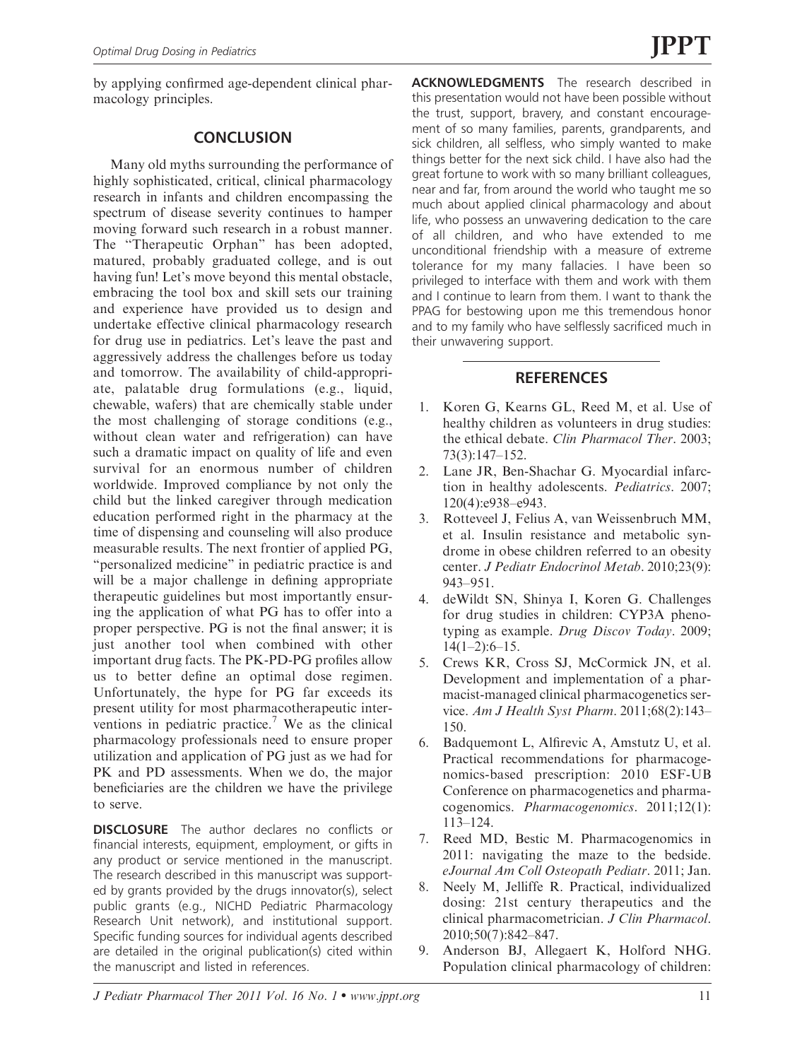by applying confirmed age-dependent clinical pharmacology principles.

## CONCLUSION

Many old myths surrounding the performance of highly sophisticated, critical, clinical pharmacology research in infants and children encompassing the spectrum of disease severity continues to hamper moving forward such research in a robust manner. The "Therapeutic Orphan" has been adopted, matured, probably graduated college, and is out having fun! Let's move beyond this mental obstacle, embracing the tool box and skill sets our training and experience have provided us to design and undertake effective clinical pharmacology research for drug use in pediatrics. Let's leave the past and aggressively address the challenges before us today and tomorrow. The availability of child-appropriate, palatable drug formulations (e.g., liquid, chewable, wafers) that are chemically stable under the most challenging of storage conditions (e.g., without clean water and refrigeration) can have such a dramatic impact on quality of life and even survival for an enormous number of children worldwide. Improved compliance by not only the child but the linked caregiver through medication education performed right in the pharmacy at the time of dispensing and counseling will also produce measurable results. The next frontier of applied PG, "personalized medicine" in pediatric practice is and will be a major challenge in defining appropriate therapeutic guidelines but most importantly ensuring the application of what PG has to offer into a proper perspective. PG is not the final answer; it is just another tool when combined with other important drug facts. The PK-PD-PG profiles allow us to better define an optimal dose regimen. Unfortunately, the hype for PG far exceeds its present utility for most pharmacotherapeutic interventions in pediatric practice.[7] We as the clinical pharmacology professionals need to ensure proper utilization and application of PG just as we had for PK and PD assessments. When we do, the major beneficiaries are the children we have the privilege to serve.

**DISCLOSURE** The author declares no conflicts or financial interests, equipment, employment, or gifts in any product or service mentioned in the manuscript. The research described in this manuscript was supported by grants provided by the drugs innovator(s), select public grants (e.g., NICHD Pediatric Pharmacology Research Unit network), and institutional support. Specific funding sources for individual agents described are detailed in the original publication(s) cited within the manuscript and listed in references.

**ACKNOWLEDGMENTS** The research described in this presentation would not have been possible without the trust, support, bravery, and constant encouragement of so many families, parents, grandparents, and sick children, all selfless, who simply wanted to make things better for the next sick child. I have also had the great fortune to work with so many brilliant colleagues, near and far, from around the world who taught me so much about applied clinical pharmacology and about life, who possess an unwavering dedication to the care of all children, and who have extended to me unconditional friendship with a measure of extreme tolerance for my many fallacies. I have been so privileged to interface with them and work with them and I continue to learn from them. I want to thank the PPAG for bestowing upon me this tremendous honor and to my family who have selflessly sacrificed much in their unwavering support.

## REFERENCES

1. Koren G, Kearns GL, Reed M, et al. Use of healthy children as volunteers in drug studies: the ethical debate. *Clin Pharmacol Ther*. 2003; 73(3):147–152.
2. Lane JR, Ben-Shachar G. Myocardial infarction in healthy adolescents. *Pediatrics*. 2007; 120(4):e938–e943.
3. Rotteveel J, Felius A, van Weissenbruch MM, et al. Insulin resistance and metabolic syndrome in obese children referred to an obesity center. *J Pediatr Endocrinol Metab*. 2010;23(9): 943–951.
4. deWildt SN, Shinya I, Koren G. Challenges for drug studies in children: CYP3A phenotyping as example. *Drug Discov Today*. 2009; 14(1–2):6–15.
5. Crews KR, Cross SJ, McCormick JN, et al. Development and implementation of a pharmacist-managed clinical pharmacogenetics service. *Am J Health Syst Pharm*. 2011;68(2):143–150.
6. Badquemont L, Alfirevic A, Amstutz U, et al. Practical recommendations for pharmacogenomics-based prescription: 2010 ESF-UB Conference on pharmacogenetics and pharmacogenomics. *Pharmacogenomics*. 2011;12(1): 113–124.
7. Reed MD, Bestic M. Pharmacogenomics in 2011: navigating the maze to the bedside. *eJournal Am Coll Osteopath Pediatr*. 2011; Jan.
8. Neely M, Jelliffe R. Practical, individualized dosing: 21st century therapeutics and the clinical pharmacometrician. *J Clin Pharmacol*. 2010;50(7):842–847.
9. Anderson BJ, Allegaert K, Holford NHG. Population clinical pharmacology of children: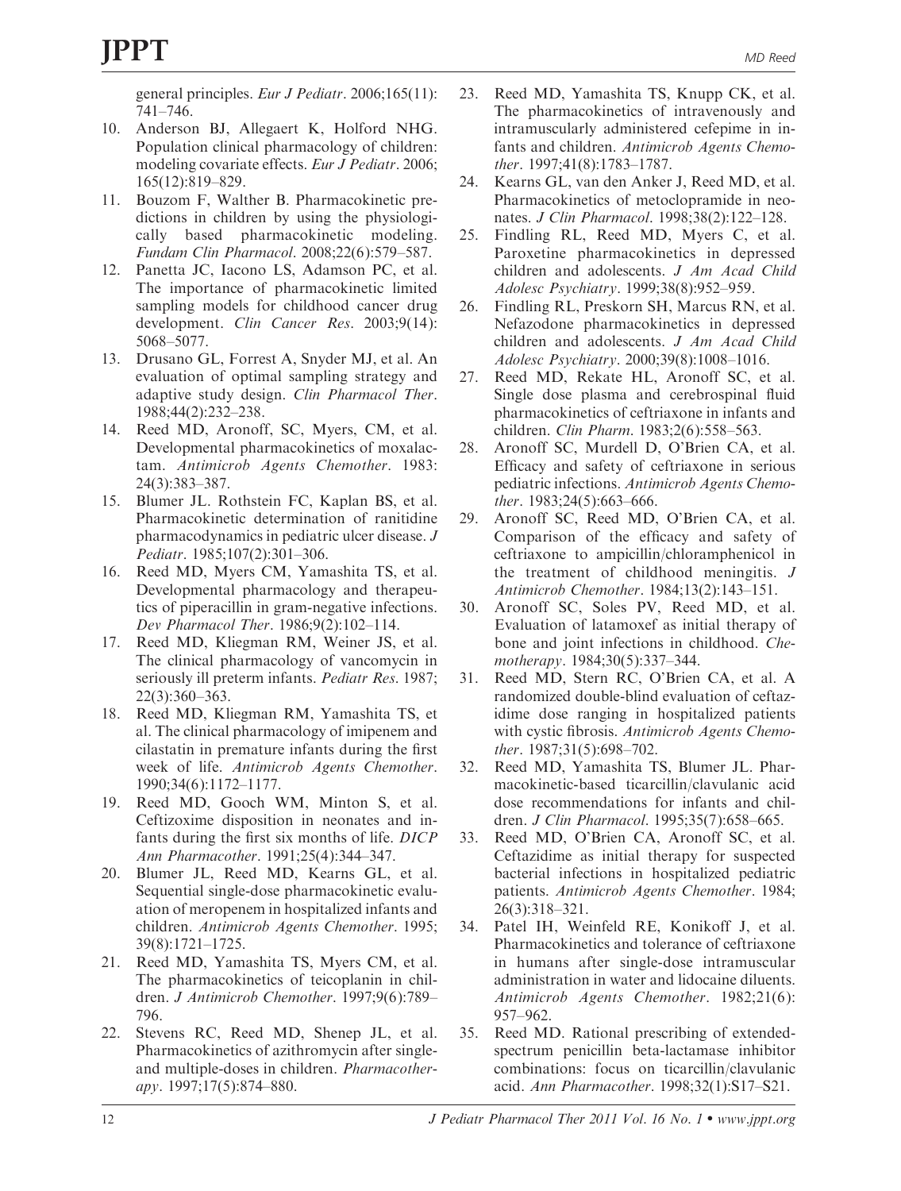general principles. *Eur J Pediatr*. 2006;165(11): 741–746.

10. Anderson BJ, Allegaert K, Holford NHG. Population clinical pharmacology of children: modeling covariate effects. *Eur J Pediatr*. 2006; 165(12):819–829.
11. Bouzom F, Walther B. Pharmacokinetic predictions in children by using the physiologically based pharmacokinetic modeling. *Fundam Clin Pharmacol*. 2008;22(6):579–587.
12. Panetta JC, Iacono LS, Adamson PC, et al. The importance of pharmacokinetic limited sampling models for childhood cancer drug development. *Clin Cancer Res*. 2003;9(14): 5068–5077.
13. Drusano GL, Forrest A, Snyder MJ, et al. An evaluation of optimal sampling strategy and adaptive study design. *Clin Pharmacol Ther*. 1988;44(2):232–238.
14. Reed MD, Aronoff, SC, Myers, CM, et al. Developmental pharmacokinetics of moxalactam. *Antimicrob Agents Chemother*. 1983: 24(3):383–387.
15. Blumer JL. Rothstein FC, Kaplan BS, et al. Pharmacokinetic determination of ranitidine pharmacodynamics in pediatric ulcer disease. *J Pediatr*. 1985;107(2):301–306.
16. Reed MD, Myers CM, Yamashita TS, et al. Developmental pharmacology and therapeutics of piperacillin in gram-negative infections. *Dev Pharmacol Ther*. 1986;9(2):102–114.
17. Reed MD, Kliegman RM, Weiner JS, et al. The clinical pharmacology of vancomycin in seriously ill preterm infants. *Pediatr Res*. 1987; 22(3):360–363.
18. Reed MD, Kliegman RM, Yamashita TS, et al. The clinical pharmacology of imipenem and cilastatin in premature infants during the first week of life. *Antimicrob Agents Chemother*. 1990;34(6):1172–1177.
19. Reed MD, Gooch WM, Minton S, et al. Ceftizoxime disposition in neonates and infants during the first six months of life. *DICP Ann Pharmacother*. 1991;25(4):344–347.
20. Blumer JL, Reed MD, Kearns GL, et al. Sequential single-dose pharmacokinetic evaluation of meropenem in hospitalized infants and children. *Antimicrob Agents Chemother*. 1995; 39(8):1721–1725.
21. Reed MD, Yamashita TS, Myers CM, et al. The pharmacokinetics of teicoplanin in children. *J Antimicrob Chemother*. 1997;9(6):789–796.
22. Stevens RC, Reed MD, Shenep JL, et al. Pharmacokinetics of azithromycin after single- and multiple-doses in children. *Pharmacotherapy*. 1997;17(5):874–880.
23. Reed MD, Yamashita TS, Knupp CK, et al. The pharmacokinetics of intravenously and intramuscularly administered cefepime in infants and children. *Antimicrob Agents Chemother*. 1997;41(8):1783–1787.
24. Kearns GL, van den Anker J, Reed MD, et al. Pharmacokinetics of metoclopramide in neonates. *J Clin Pharmacol*. 1998;38(2):122–128.
25. Findling RL, Reed MD, Myers C, et al. Paroxetine pharmacokinetics in depressed children and adolescents. *J Am Acad Child Adolesc Psychiatry*. 1999;38(8):952–959.
26. Findling RL, Preskorn SH, Marcus RN, et al. Nefazodone pharmacokinetics in depressed children and adolescents. *J Am Acad Child Adolesc Psychiatry*. 2000;39(8):1008–1016.
27. Reed MD, Rekate HL, Aronoff SC, et al. Single dose plasma and cerebrospinal fluid pharmacokinetics of ceftriaxone in infants and children. *Clin Pharm*. 1983;2(6):558–563.
28. Aronoff SC, Murdell D, O'Brien CA, et al. Efficacy and safety of ceftriaxone in serious pediatric infections. *Antimicrob Agents Chemother*. 1983;24(5):663–666.
29. Aronoff SC, Reed MD, O'Brien CA, et al. Comparison of the efficacy and safety of ceftriaxone to ampicillin/chloramphenicol in the treatment of childhood meningitis. *J Antimicrob Chemother*. 1984;13(2):143–151.
30. Aronoff SC, Soles PV, Reed MD, et al. Evaluation of latamoxef as initial therapy of bone and joint infections in childhood. *Chemotherapy*. 1984;30(5):337–344.
31. Reed MD, Stern RC, O'Brien CA, et al. A randomized double-blind evaluation of ceftazidime dose ranging in hospitalized patients with cystic fibrosis. *Antimicrob Agents Chemother*. 1987;31(5):698–702.
32. Reed MD, Yamashita TS, Blumer JL. Pharmacokinetic-based ticarcillin/clavulanic acid dose recommendations for infants and children. *J Clin Pharmacol*. 1995;35(7):658–665.
33. Reed MD, O'Brien CA, Aronoff SC, et al. Ceftazidime as initial therapy for suspected bacterial infections in hospitalized pediatric patients. *Antimicrob Agents Chemother*. 1984; 26(3):318–321.
34. Patel IH, Weinfeld RE, Konikoff J, et al. Pharmacokinetics and tolerance of ceftriaxone in humans after single-dose intramuscular administration in water and lidocaine diluents. *Antimicrob Agents Chemother*. 1982;21(6): 957–962.
35. Reed MD. Rational prescribing of extended-spectrum penicillin beta-lactamase inhibitor combinations: focus on ticarcillin/clavulanic acid. *Ann Pharmacother*. 1998;32(1):S17–S21.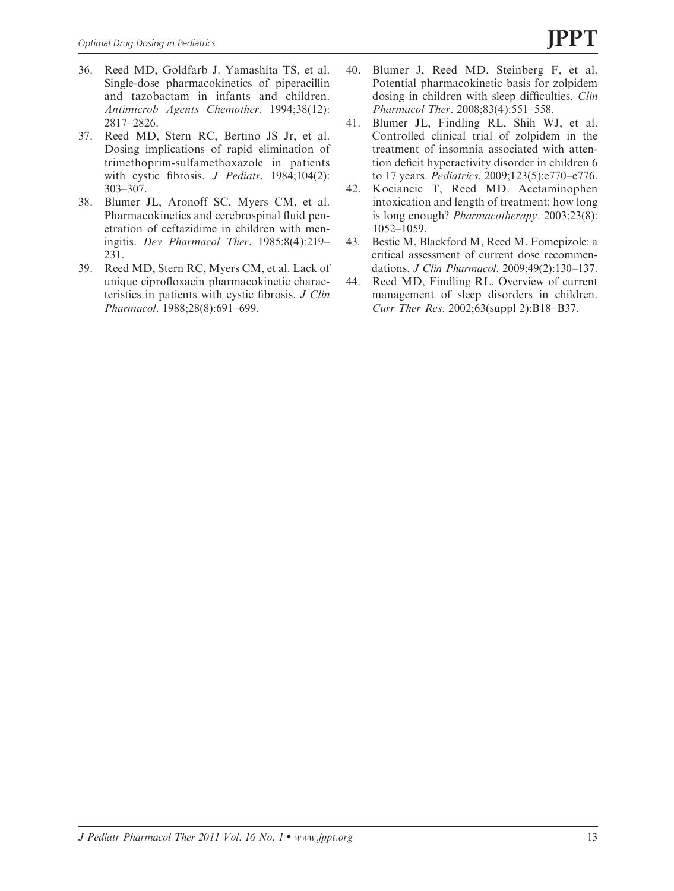36. Reed MD, Goldfarb J. Yamashita TS, et al. Single-dose pharmacokinetics of piperacillin and tazobactam in infants and children. *Antimicrob Agents Chemother*. 1994;38(12): 2817–2826.
37. Reed MD, Stern RC, Bertino JS Jr, et al. Dosing implications of rapid elimination of trimethoprim-sulfamethoxazole in patients with cystic fibrosis. *J Pediatr*. 1984;104(2): 303–307.
38. Blumer JL, Aronoff SC, Myers CM, et al. Pharmacokinetics and cerebrospinal fluid penetration of ceftazidime in children with meningitis. *Dev Pharmacol Ther*. 1985;8(4):219–231.
39. Reed MD, Stern RC, Myers CM, et al. Lack of unique ciprofloxacin pharmacokinetic characteristics in patients with cystic fibrosis. *J Clin Pharmacol*. 1988;28(8):691–699.
40. Blumer J, Reed MD, Steinberg F, et al. Potential pharmacokinetic basis for zolpidem dosing in children with sleep difficulties. *Clin Pharmacol Ther*. 2008;83(4):551–558.
41. Blumer JL, Findling RL, Shih WJ, et al. Controlled clinical trial of zolpidem in the treatment of insomnia associated with attention deficit hyperactivity disorder in children 6 to 17 years. *Pediatrics*. 2009;123(5):e770–e776.
42. Kociancic T, Reed MD. Acetaminophen intoxication and length of treatment: how long is long enough? *Pharmacotherapy*. 2003;23(8): 1052–1059.
43. Bestic M, Blackford M, Reed M. Fomepizole: a critical assessment of current dose recommendations. *J Clin Pharmacol*. 2009;49(2):130–137.
44. Reed MD, Findling RL. Overview of current management of sleep disorders in children. *Curr Ther Res*. 2002;63(suppl 2):B18–B37.